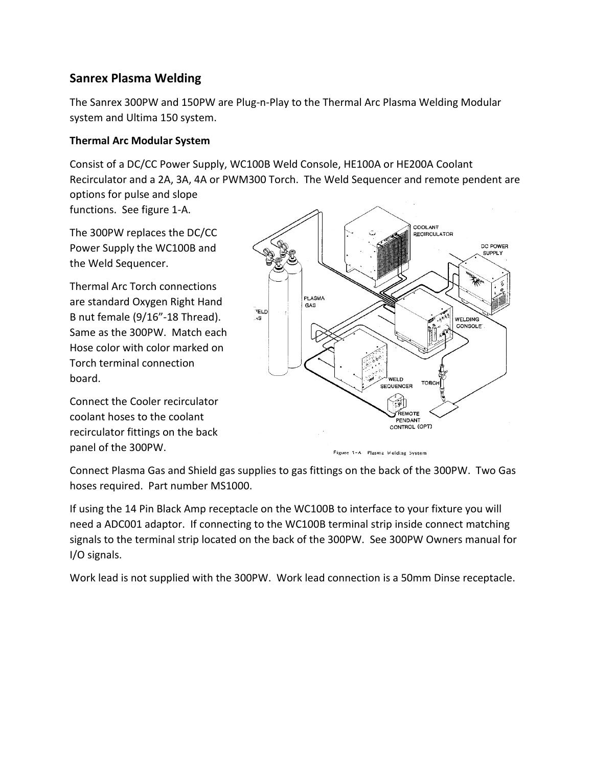## Sanrex Plasma Welding

The Sanrex 300PW and 150PW are Plug-n-Play to the Thermal Arc Plasma Welding Modular system and Ultima 150 system.

### Thermal Arc Modular System

Consist of a DC/CC Power Supply, WC100B Weld Console, HE100A or HE200A Coolant Recirculator and a 2A, 3A, 4A or PWM300 Torch. The Weld Sequencer and remote pendent are options for pulse and slope functions. See figure 1-A.

The 300PW replaces the DC/CC Power Supply the WC100B and the Weld Sequencer.

Thermal Arc Torch connections are standard Oxygen Right Hand B nut female (9/16"-18 Thread). Same as the 300PW. Match each Hose color with color marked on Torch terminal connection board.

Connect the Cooler recirculator coolant hoses to the coolant recirculator fittings on the back panel of the 300PW.

Figure 1-A Plasma Welding System

Connect Plasma Gas and Shield gas supplies to gas fittings on the back of the 300PW. Two Gas hoses required. Part number MS1000.

If using the 14 Pin Black Amp receptacle on the WC100B to interface to your fixture you will need a ADC001 adaptor. If connecting to the WC100B terminal strip inside connect matching signals to the terminal strip located on the back of the 300PW. See 300PW Owners manual for I/O signals.

Work lead is not supplied with the 300PW. Work lead connection is a 50mm Dinse receptacle.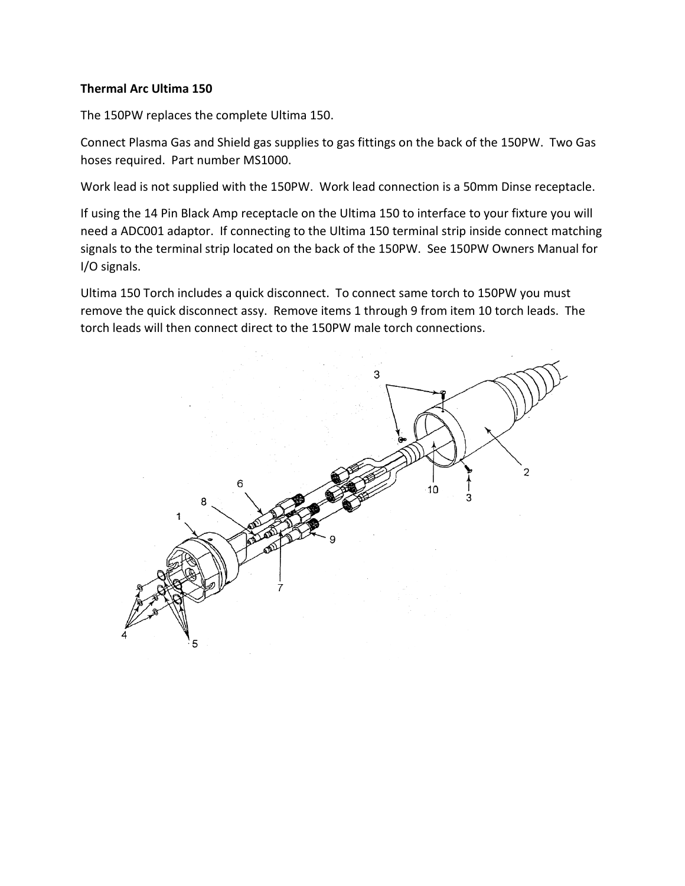**Thermal Arc Ultima 150**

The 150PW replaces the complete Ultima 150.

Connect Plasma Gas and Shield gas supplies to gas fittings on the back of the 150PW. Two Gas hoses required. Part number MS1000.

Work lead is not supplied with the 150PW. Work lead connection is a 50mm Dinse receptacle.

If using the 14 Pin Black Amp receptacle on the Ultima 150 to interface to your fixture you will need a ADC001 adaptor. If connecting to the Ultima 150 terminal strip inside connect matching signals to the terminal strip located on the back of the 150PW. See 150PW Owners Manual for I/O signals.

Ultima 150 Torch includes a quick disconnect. To connect same torch to 150PW you must remove the quick disconnect assy. Remove items 1 through 9 from item 10 torch leads. The torch leads will then connect direct to the 150PW male torch connections.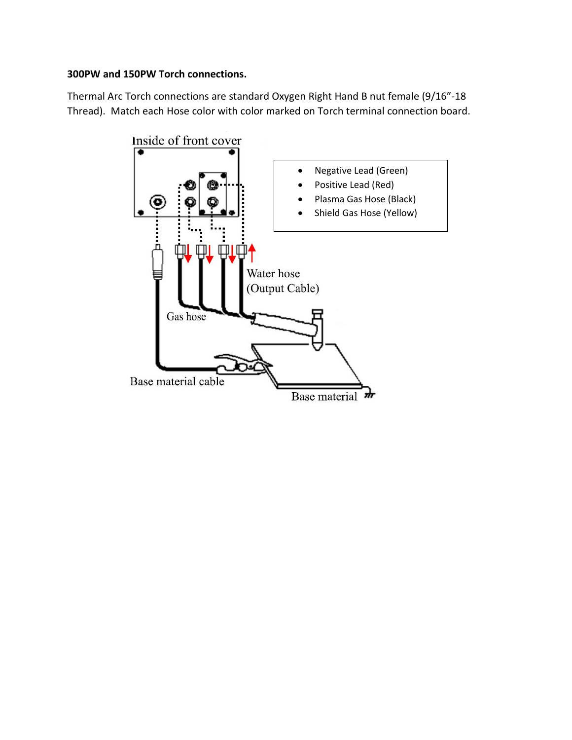**300PW and 150PW Torch connections.**

Thermal Arc Torch connections are standard Oxygen Right Hand B nut female (9/16"-18 Thread). Match each Hose color with color marked on Torch terminal connection board.

Inside of front cover

- Negative Lead (Green)
- Positive Lead (Red)
- Plasma Gas Hose (Black)
- Shield Gas Hose (Yellow)

Water hose
(Output Cable)

Gas hose

Base material cable

Base material